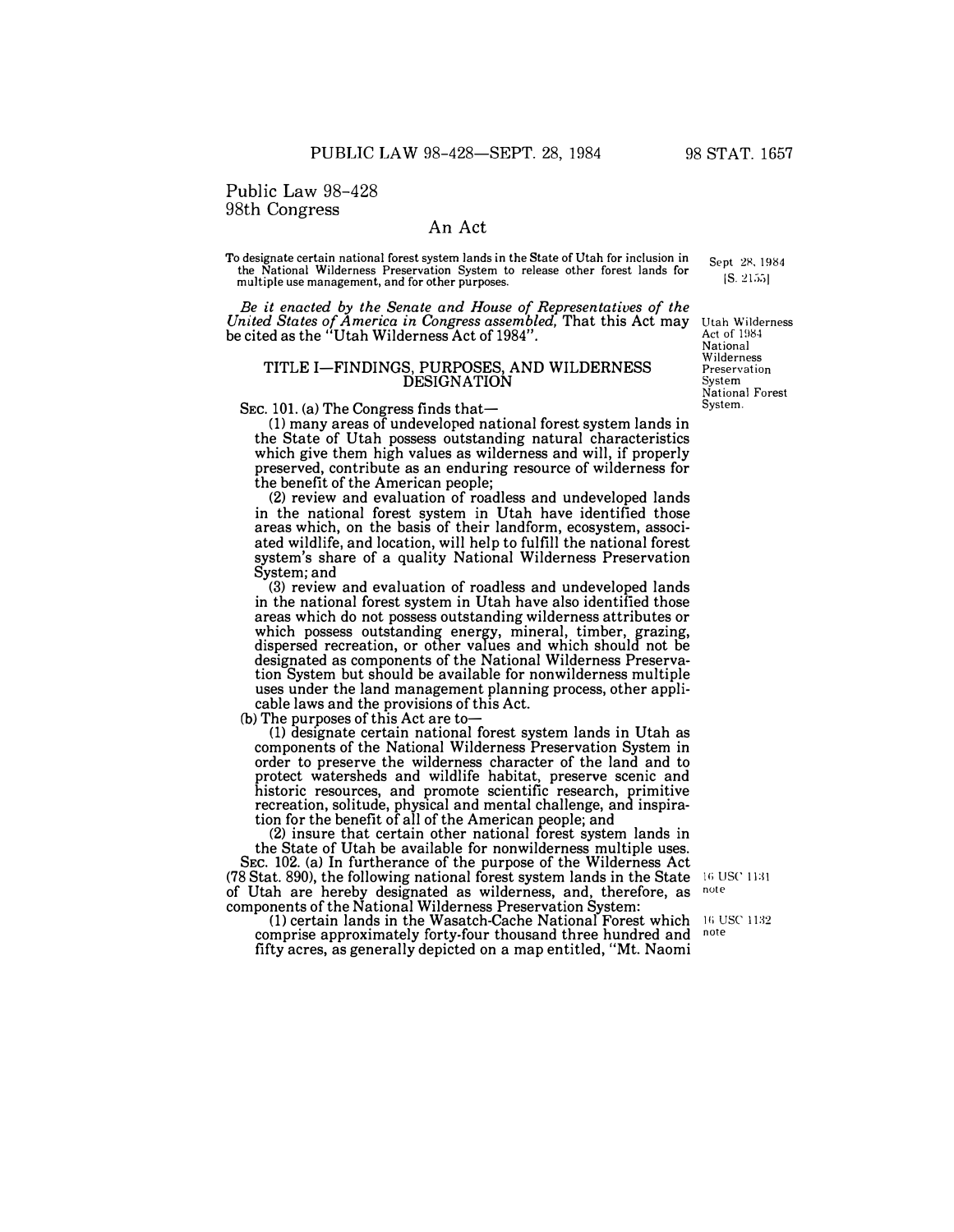# Public Law 98-428
# 98th Congress

## An Act

To designate certain national forest system lands in the State of Utah for inclusion in the National Wilderness Preservation System to release other forest lands for multiple use management, and for other purposes.

Sept. 28, 1984
[S. 2155]

*Be it enacted by the Senate and House of Representatives of the United States of America in Congress assembled,* That this Act may be cited as the "Utah Wilderness Act of 1984".

Utah Wilderness Act of 1984
National Wilderness Preservation System
National Forest System.

### TITLE I—FINDINGS, PURPOSES, AND WILDERNESS DESIGNATION

SEC. 101. (a) The Congress finds that—

(1) many areas of undeveloped national forest system lands in the State of Utah possess outstanding natural characteristics which give them high values as wilderness and will, if properly preserved, contribute as an enduring resource of wilderness for the benefit of the American people;

(2) review and evaluation of roadless and undeveloped lands in the national forest system in Utah have identified those areas which, on the basis of their landform, ecosystem, associated wildlife, and location, will help to fulfill the national forest system's share of a quality National Wilderness Preservation System; and

(3) review and evaluation of roadless and undeveloped lands in the national forest system in Utah have also identified those areas which do not possess outstanding wilderness attributes or which possess outstanding energy, mineral, timber, grazing, dispersed recreation, or other values and which should not be designated as components of the National Wilderness Preservation System but should be available for nonwilderness multiple uses under the land management planning process, other applicable laws and the provisions of this Act.

(b) The purposes of this Act are to—

(1) designate certain national forest system lands in Utah as components of the National Wilderness Preservation System in order to preserve the wilderness character of the land and to protect watersheds and wildlife habitat, preserve scenic and historic resources, and promote scientific research, primitive recreation, solitude, physical and mental challenge, and inspiration for the benefit of all of the American people; and

(2) insure that certain other national forest system lands in the State of Utah be available for nonwilderness multiple uses.

SEC. 102. (a) In furtherance of the purpose of the Wilderness Act (78 Stat. 890), the following national forest system lands in the State of Utah are hereby designated as wilderness, and, therefore, as components of the National Wilderness Preservation System:

16 USC 1131 note

(1) certain lands in the Wasatch-Cache National Forest which comprise approximately forty-four thousand three hundred and fifty acres, as generally depicted on a map entitled, "Mt. Naomi

16 USC 1132 note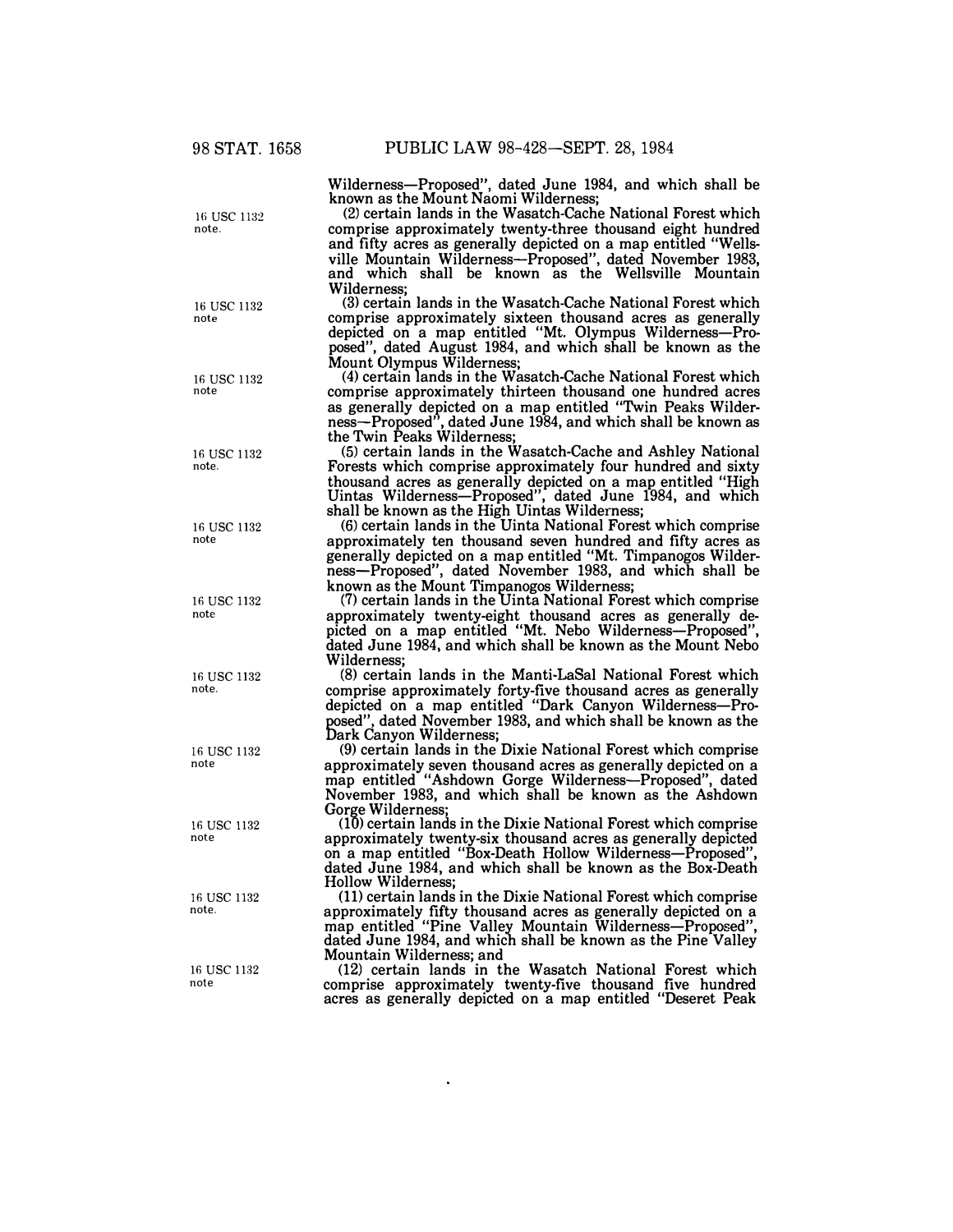Wilderness—Proposed", dated June 1984, and which shall be known as the Mount Naomi Wilderness;

16 USC 1132 note.

(2) certain lands in the Wasatch-Cache National Forest which comprise approximately twenty-three thousand eight hundred and fifty acres as generally depicted on a map entitled "Wellsville Mountain Wilderness—Proposed", dated November 1983, and which shall be known as the Wellsville Mountain Wilderness;

16 USC 1132 note

(3) certain lands in the Wasatch-Cache National Forest which comprise approximately sixteen thousand acres as generally depicted on a map entitled "Mt. Olympus Wilderness—Proposed", dated August 1984, and which shall be known as the Mount Olympus Wilderness;

16 USC 1132 note

(4) certain lands in the Wasatch-Cache National Forest which comprise approximately thirteen thousand one hundred acres as generally depicted on a map entitled "Twin Peaks Wilderness—Proposed", dated June 1984, and which shall be known as the Twin Peaks Wilderness;

16 USC 1132 note.

(5) certain lands in the Wasatch-Cache and Ashley National Forests which comprise approximately four hundred and sixty thousand acres as generally depicted on a map entitled "High Uintas Wilderness—Proposed", dated June 1984, and which shall be known as the High Uintas Wilderness;

16 USC 1132 note

(6) certain lands in the Uinta National Forest which comprise approximately ten thousand seven hundred and fifty acres as generally depicted on a map entitled "Mt. Timpanogos Wilderness—Proposed", dated November 1983, and which shall be known as the Mount Timpanogos Wilderness;

16 USC 1132 note

(7) certain lands in the Uinta National Forest which comprise approximately twenty-eight thousand acres as generally depicted on a map entitled "Mt. Nebo Wilderness—Proposed", dated June 1984, and which shall be known as the Mount Nebo Wilderness;

16 USC 1132 note.

(8) certain lands in the Manti-LaSal National Forest which comprise approximately forty-five thousand acres as generally depicted on a map entitled "Dark Canyon Wilderness—Proposed", dated November 1983, and which shall be known as the Dark Canyon Wilderness;

16 USC 1132 note

(9) certain lands in the Dixie National Forest which comprise approximately seven thousand acres as generally depicted on a map entitled "Ashdown Gorge Wilderness—Proposed", dated November 1983, and which shall be known as the Ashdown Gorge Wilderness;

16 USC 1132 note

(10) certain lands in the Dixie National Forest which comprise approximately twenty-six thousand acres as generally depicted on a map entitled "Box-Death Hollow Wilderness—Proposed", dated June 1984, and which shall be known as the Box-Death Hollow Wilderness;

16 USC 1132 note.

(11) certain lands in the Dixie National Forest which comprise approximately fifty thousand acres as generally depicted on a map entitled "Pine Valley Mountain Wilderness—Proposed", dated June 1984, and which shall be known as the Pine Valley Mountain Wilderness; and

16 USC 1132 note

(12) certain lands in the Wasatch National Forest which comprise approximately twenty-five thousand five hundred acres as generally depicted on a map entitled "Deseret Peak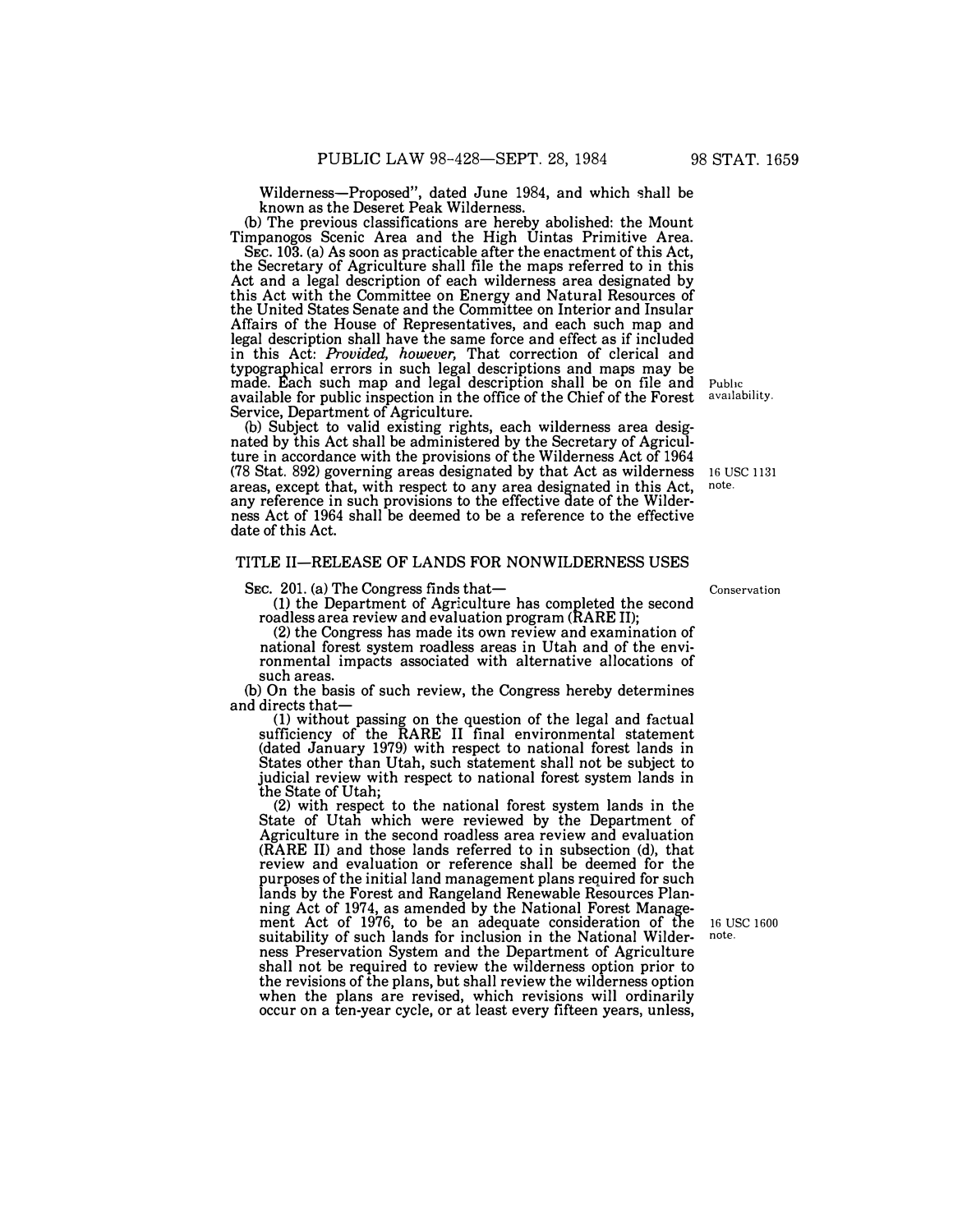Wilderness—Proposed", dated June 1984, and which shall be known as the Deseret Peak Wilderness.

(b) The previous classifications are hereby abolished: the Mount Timpanogos Scenic Area and the High Uintas Primitive Area.

SEC. 103. (a) As soon as practicable after the enactment of this Act, the Secretary of Agriculture shall file the maps referred to in this Act and a legal description of each wilderness area designated by this Act with the Committee on Energy and Natural Resources of the United States Senate and the Committee on Interior and Insular Affairs of the House of Representatives, and each such map and legal description shall have the same force and effect as if included in this Act: *Provided, however,* That correction of clerical and typographical errors in such legal descriptions and maps may be made. Each such map and legal description shall be on file and available for public inspection in the office of the Chief of the Forest Service, Department of Agriculture.

Public availability.

(b) Subject to valid existing rights, each wilderness area designated by this Act shall be administered by the Secretary of Agriculture in accordance with the provisions of the Wilderness Act of 1964 (78 Stat. 892) governing areas designated by that Act as wilderness areas, except that, with respect to any area designated in this Act, any reference in such provisions to the effective date of the Wilderness Act of 1964 shall be deemed to be a reference to the effective date of this Act.

16 USC 1131 note.

## TITLE II—RELEASE OF LANDS FOR NONWILDERNESS USES

Conservation

SEC. 201. (a) The Congress finds that—

(1) the Department of Agriculture has completed the second roadless area review and evaluation program (RARE II);

(2) the Congress has made its own review and examination of national forest system roadless areas in Utah and of the environmental impacts associated with alternative allocations of such areas.

(b) On the basis of such review, the Congress hereby determines and directs that—

(1) without passing on the question of the legal and factual sufficiency of the RARE II final environmental statement (dated January 1979) with respect to national forest lands in States other than Utah, such statement shall not be subject to judicial review with respect to national forest system lands in the State of Utah;

(2) with respect to the national forest system lands in the State of Utah which were reviewed by the Department of Agriculture in the second roadless area review and evaluation (RARE II) and those lands referred to in subsection (d), that review and evaluation or reference shall be deemed for the purposes of the initial land management plans required for such lands by the Forest and Rangeland Renewable Resources Planning Act of 1974, as amended by the National Forest Management Act of 1976, to be an adequate consideration of the suitability of such lands for inclusion in the National Wilderness Preservation System and the Department of Agriculture shall not be required to review the wilderness option prior to the revisions of the plans, but shall review the wilderness option when the plans are revised, which revisions will ordinarily occur on a ten-year cycle, or at least every fifteen years, unless,

16 USC 1600 note.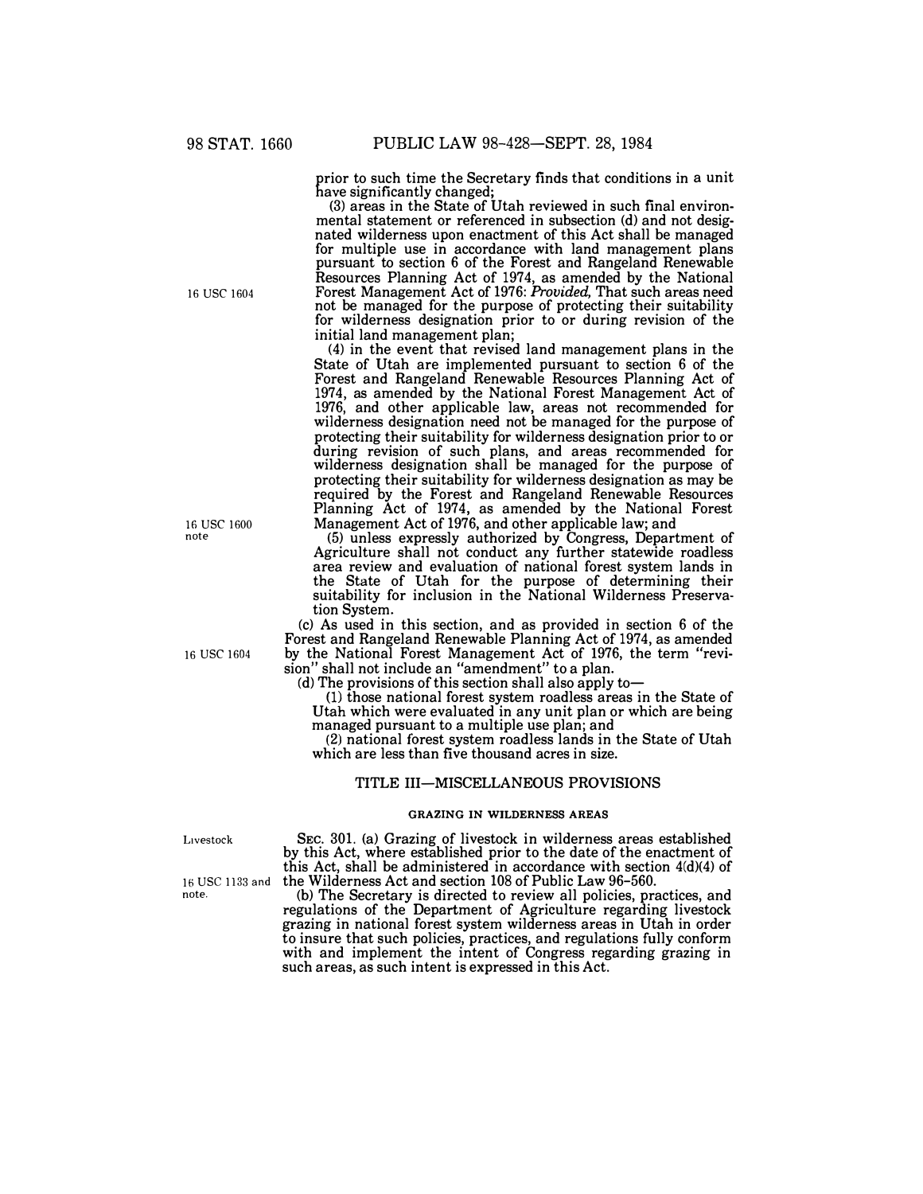prior to such time the Secretary finds that conditions in a unit have significantly changed;

(3) areas in the State of Utah reviewed in such final environmental statement or referenced in subsection (d) and not designated wilderness upon enactment of this Act shall be managed for multiple use in accordance with land management plans pursuant to section 6 of the Forest and Rangeland Renewable Resources Planning Act of 1974, as amended by the National Forest Management Act of 1976: *Provided*, That such areas need not be managed for the purpose of protecting their suitability for wilderness designation prior to or during revision of the initial land management plan;

16 USC 1604

(4) in the event that revised land management plans in the State of Utah are implemented pursuant to section 6 of the Forest and Rangeland Renewable Resources Planning Act of 1974, as amended by the National Forest Management Act of 1976, and other applicable law, areas not recommended for wilderness designation need not be managed for the purpose of protecting their suitability for wilderness designation prior to or during revision of such plans, and areas recommended for wilderness designation shall be managed for the purpose of protecting their suitability for wilderness designation as may be required by the Forest and Rangeland Renewable Resources Planning Act of 1974, as amended by the National Forest Management Act of 1976, and other applicable law; and

16 USC 1600 note

(5) unless expressly authorized by Congress, Department of Agriculture shall not conduct any further statewide roadless area review and evaluation of national forest system lands in the State of Utah for the purpose of determining their suitability for inclusion in the National Wilderness Preservation System.

(c) As used in this section, and as provided in section 6 of the Forest and Rangeland Renewable Planning Act of 1974, as amended by the National Forest Management Act of 1976, the term "revision" shall not include an "amendment" to a plan.

16 USC 1604

(d) The provisions of this section shall also apply to—

(1) those national forest system roadless areas in the State of Utah which were evaluated in any unit plan or which are being managed pursuant to a multiple use plan; and

(2) national forest system roadless lands in the State of Utah which are less than five thousand acres in size.

## TITLE III—MISCELLANEOUS PROVISIONS

### GRAZING IN WILDERNESS AREAS

Livestock

SEC. 301. (a) Grazing of livestock in wilderness areas established by this Act, where established prior to the date of the enactment of this Act, shall be administered in accordance with section 4(d)(4) of the Wilderness Act and section 108 of Public Law 96-560.

16 USC 1133 and note.

(b) The Secretary is directed to review all policies, practices, and regulations of the Department of Agriculture regarding livestock grazing in national forest system wilderness areas in Utah in order to insure that such policies, practices, and regulations fully conform with and implement the intent of Congress regarding grazing in such areas, as such intent is expressed in this Act.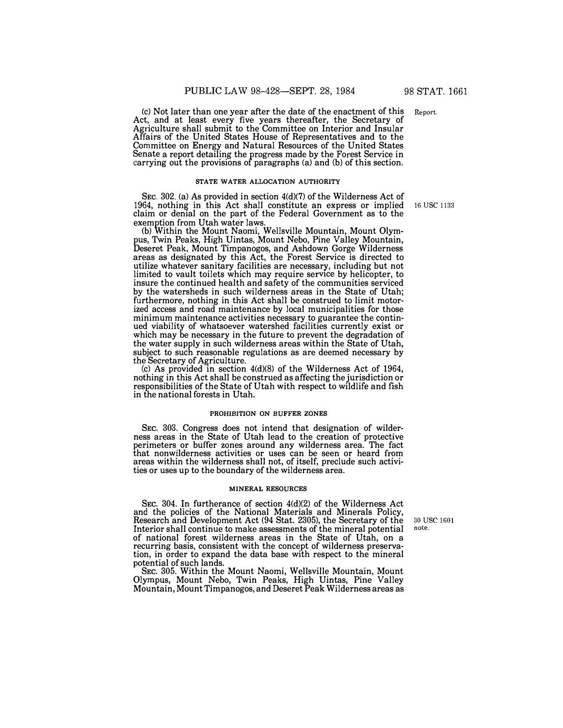(c) Not later than one year after the date of the enactment of this Act, and at least every five years thereafter, the Secretary of Agriculture shall submit to the Committee on Interior and Insular Affairs of the United States House of Representatives and to the Committee on Energy and Natural Resources of the United States Senate a report detailing the progress made by the Forest Service in carrying out the provisions of paragraphs (a) and (b) of this section.

Report.

#### STATE WATER ALLOCATION AUTHORITY

SEC. 302. (a) As provided in section 4(d)(7) of the Wilderness Act of 1964, nothing in this Act shall constitute an express or implied claim or denial on the part of the Federal Government as to the exemption from Utah water laws.

16 USC 1133

(b) Within the Mount Naomi, Wellsville Mountain, Mount Olympus, Twin Peaks, High Uintas, Mount Nebo, Pine Valley Mountain, Deseret Peak, Mount Timpanogos, and Ashdown Gorge Wilderness areas as designated by this Act, the Forest Service is directed to utilize whatever sanitary facilities are necessary, including but not limited to vault toilets which may require service by helicopter, to insure the continued health and safety of the communities serviced by the watersheds in such wilderness areas in the State of Utah; furthermore, nothing in this Act shall be construed to limit motorized access and road maintenance by local municipalities for those minimum maintenance activities necessary to guarantee the continued viability of whatsoever watershed facilities currently exist or which may be necessary in the future to prevent the degradation of the water supply in such wilderness areas within the State of Utah, subject to such reasonable regulations as are deemed necessary by the Secretary of Agriculture.

(c) As provided in section 4(d)(8) of the Wilderness Act of 1964, nothing in this Act shall be construed as affecting the jurisdiction or responsibilities of the State of Utah with respect to wildlife and fish in the national forests in Utah.

#### PROHIBITION ON BUFFER ZONES

SEC. 303. Congress does not intend that designation of wilderness areas in the State of Utah lead to the creation of protective perimeters or buffer zones around any wilderness area. The fact that nonwilderness activities or uses can be seen or heard from areas within the wilderness shall not, of itself, preclude such activities or uses up to the boundary of the wilderness area.

#### MINERAL RESOURCES

SEC. 304. In furtherance of section 4(d)(2) of the Wilderness Act and the policies of the National Materials and Minerals Policy, Research and Development Act (94 Stat. 2305), the Secretary of the Interior shall continue to make assessments of the mineral potential of national forest wilderness areas in the State of Utah, on a recurring basis, consistent with the concept of wilderness preservation, in order to expand the data base with respect to the mineral potential of such lands.

30 USC 1601 note.

SEC. 305. Within the Mount Naomi, Wellsville Mountain, Mount Olympus, Mount Nebo, Twin Peaks, High Uintas, Pine Valley Mountain, Mount Timpanogos, and Deseret Peak Wilderness areas as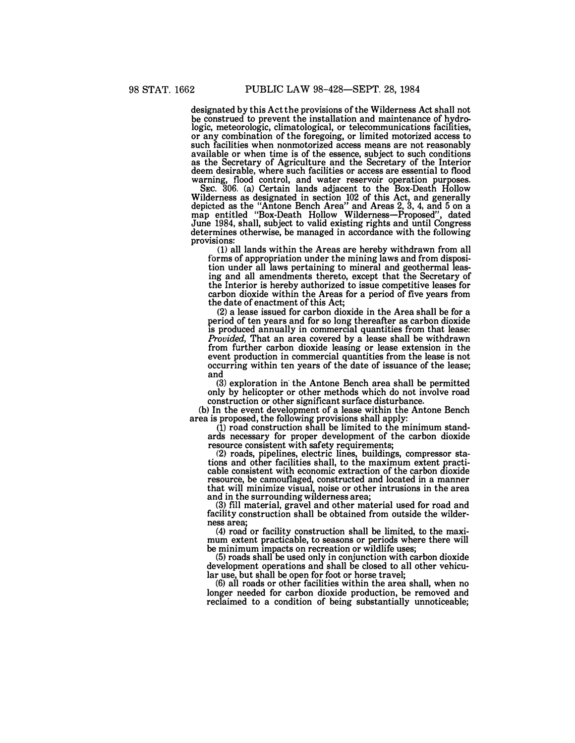designated by this Act the provisions of the Wilderness Act shall not be construed to prevent the installation and maintenance of hydrologic, meteorologic, climatological, or telecommunications facilities, or any combination of the foregoing, or limited motorized access to such facilities when nonmotorized access means are not reasonably available or when time is of the essence, subject to such conditions as the Secretary of Agriculture and the Secretary of the Interior deem desirable, where such facilities or access are essential to flood warning, flood control, and water reservoir operation purposes.

SEC. 306. (a) Certain lands adjacent to the Box-Death Hollow Wilderness as designated in section 102 of this Act, and generally depicted as the "Antone Bench Area" and Areas 2, 3, 4, and 5 on a map entitled "Box-Death Hollow Wilderness—Proposed", dated June 1984, shall, subject to valid existing rights and until Congress determines otherwise, be managed in accordance with the following provisions:

(1) all lands within the Areas are hereby withdrawn from all forms of appropriation under the mining laws and from disposition under all laws pertaining to mineral and geothermal leasing and all amendments thereto, except that the Secretary of the Interior is hereby authorized to issue competitive leases for carbon dioxide within the Areas for a period of five years from the date of enactment of this Act;

(2) a lease issued for carbon dioxide in the Area shall be for a period of ten years and for so long thereafter as carbon dioxide is produced annually in commercial quantities from that lease: *Provided,* That an area covered by a lease shall be withdrawn from further carbon dioxide leasing or lease extension in the event production in commercial quantities from the lease is not occurring within ten years of the date of issuance of the lease; and

(3) exploration in the Antone Bench area shall be permitted only by helicopter or other methods which do not involve road construction or other significant surface disturbance.

(b) In the event development of a lease within the Antone Bench area is proposed, the following provisions shall apply:

(1) road construction shall be limited to the minimum standards necessary for proper development of the carbon dioxide resource consistent with safety requirements;

(2) roads, pipelines, electric lines, buildings, compressor stations and other facilities shall, to the maximum extent practicable consistent with economic extraction of the carbon dioxide resource, be camouflaged, constructed and located in a manner that will minimize visual, noise or other intrusions in the area and in the surrounding wilderness area;

(3) fill material, gravel and other material used for road and facility construction shall be obtained from outside the wilderness area;

(4) road or facility construction shall be limited, to the maximum extent practicable, to seasons or periods where there will be minimum impacts on recreation or wildlife uses;

(5) roads shall be used only in conjunction with carbon dioxide development operations and shall be closed to all other vehicular use, but shall be open for foot or horse travel;

(6) all roads or other facilities within the area shall, when no longer needed for carbon dioxide production, be removed and reclaimed to a condition of being substantially unnoticeable;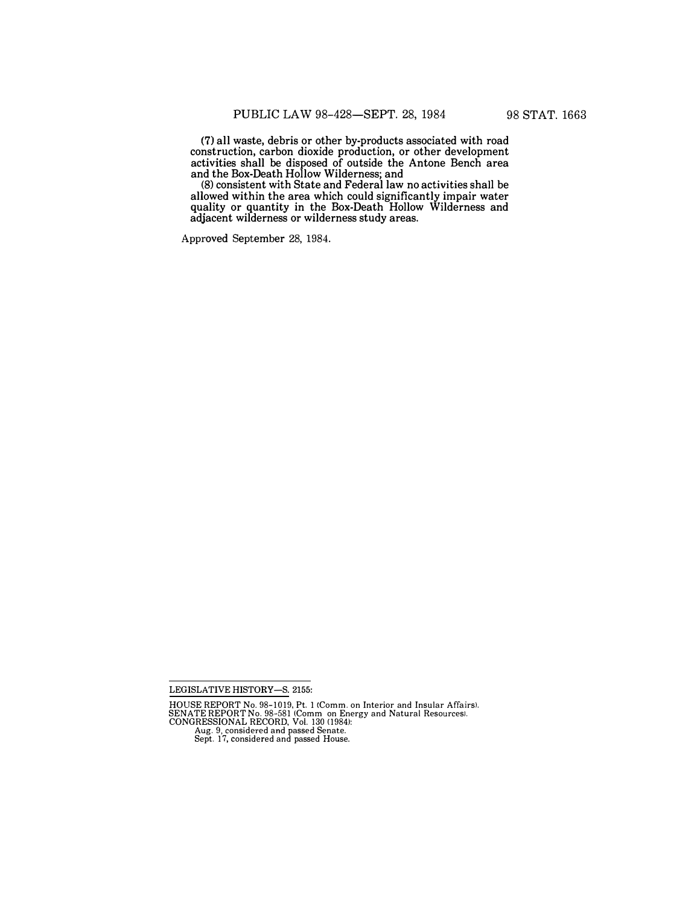(7) all waste, debris or other by-products associated with road construction, carbon dioxide production, or other development activities shall be disposed of outside the Antone Bench area and the Box-Death Hollow Wilderness; and

(8) consistent with State and Federal law no activities shall be allowed within the area which could significantly impair water quality or quantity in the Box-Death Hollow Wilderness and adjacent wilderness or wilderness study areas.

Approved September 28, 1984.

---

LEGISLATIVE HISTORY—S. 2155:

HOUSE REPORT No. 98-1019, Pt. 1 (Comm. on Interior and Insular Affairs).
SENATE REPORT No. 98-581 (Comm on Energy and Natural Resources).
CONGRESSIONAL RECORD, Vol. 130 (1984):
Aug. 9, considered and passed Senate.
Sept. 17, considered and passed House.